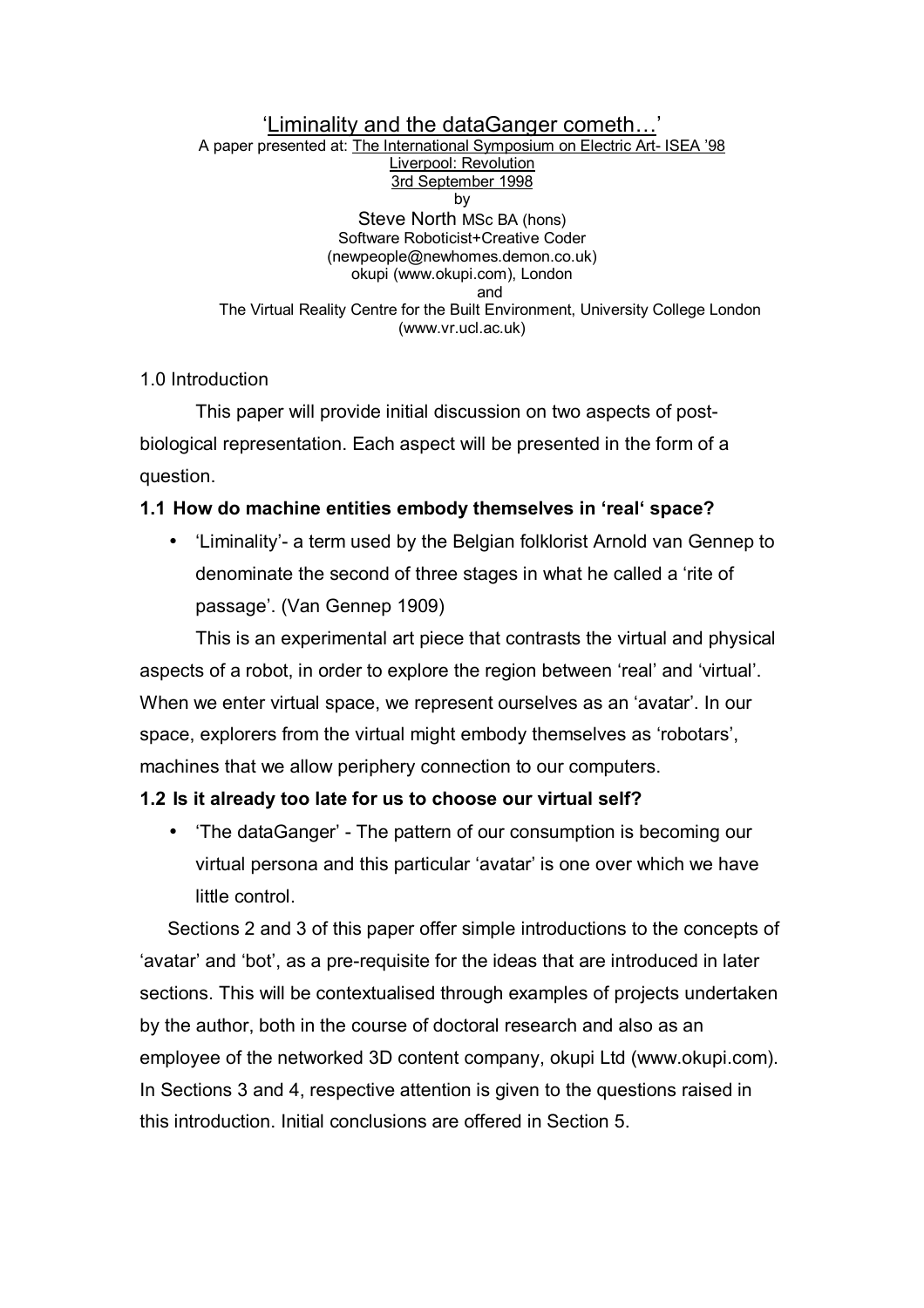# 'Liminality and the dataGanger cometh…'

A paper presented at: The International Symposium on Electric Art- ISEA '98
Liverpool: Revolution
3rd September 1998
by
Steve North MSc BA (hons)
Software Roboticist+Creative Coder
(newpeople@newhomes.demon.co.uk)
okupi (www.okupi.com), London
and
The Virtual Reality Centre for the Built Environment, University College London
(www.vr.ucl.ac.uk)

## 1.0 Introduction

This paper will provide initial discussion on two aspects of post-biological representation. Each aspect will be presented in the form of a question.

### 1.1 How do machine entities embody themselves in 'real' space?

- 'Liminality'- a term used by the Belgian folklorist Arnold van Gennep to denominate the second of three stages in what he called a 'rite of passage'. (Van Gennep 1909)

This is an experimental art piece that contrasts the virtual and physical aspects of a robot, in order to explore the region between 'real' and 'virtual'. When we enter virtual space, we represent ourselves as an 'avatar'. In our space, explorers from the virtual might embody themselves as 'robotars', machines that we allow periphery connection to our computers.

### 1.2 Is it already too late for us to choose our virtual self?

- 'The dataGanger' - The pattern of our consumption is becoming our virtual persona and this particular 'avatar' is one over which we have little control.

Sections 2 and 3 of this paper offer simple introductions to the concepts of 'avatar' and 'bot', as a pre-requisite for the ideas that are introduced in later sections. This will be contextualised through examples of projects undertaken by the author, both in the course of doctoral research and also as an employee of the networked 3D content company, okupi Ltd (www.okupi.com). In Sections 3 and 4, respective attention is given to the questions raised in this introduction. Initial conclusions are offered in Section 5.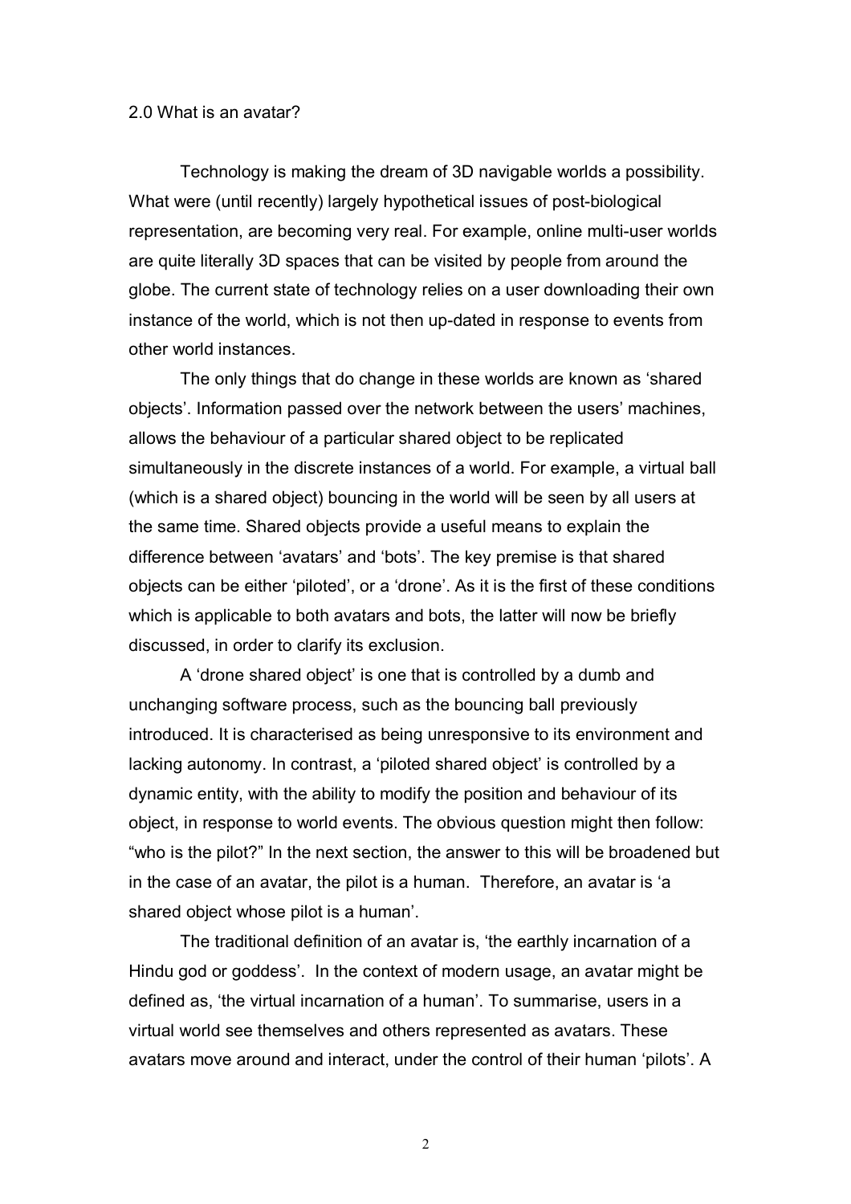## 2.0 What is an avatar?

Technology is making the dream of 3D navigable worlds a possibility. What were (until recently) largely hypothetical issues of post-biological representation, are becoming very real. For example, online multi-user worlds are quite literally 3D spaces that can be visited by people from around the globe. The current state of technology relies on a user downloading their own instance of the world, which is not then up-dated in response to events from other world instances.

The only things that do change in these worlds are known as 'shared objects'. Information passed over the network between the users' machines, allows the behaviour of a particular shared object to be replicated simultaneously in the discrete instances of a world. For example, a virtual ball (which is a shared object) bouncing in the world will be seen by all users at the same time. Shared objects provide a useful means to explain the difference between 'avatars' and 'bots'. The key premise is that shared objects can be either 'piloted', or a 'drone'. As it is the first of these conditions which is applicable to both avatars and bots, the latter will now be briefly discussed, in order to clarify its exclusion.

A 'drone shared object' is one that is controlled by a dumb and unchanging software process, such as the bouncing ball previously introduced. It is characterised as being unresponsive to its environment and lacking autonomy. In contrast, a 'piloted shared object' is controlled by a dynamic entity, with the ability to modify the position and behaviour of its object, in response to world events. The obvious question might then follow: "who is the pilot?" In the next section, the answer to this will be broadened but in the case of an avatar, the pilot is a human. Therefore, an avatar is 'a shared object whose pilot is a human'.

The traditional definition of an avatar is, 'the earthly incarnation of a Hindu god or goddess'. In the context of modern usage, an avatar might be defined as, 'the virtual incarnation of a human'. To summarise, users in a virtual world see themselves and others represented as avatars. These avatars move around and interact, under the control of their human 'pilots'. A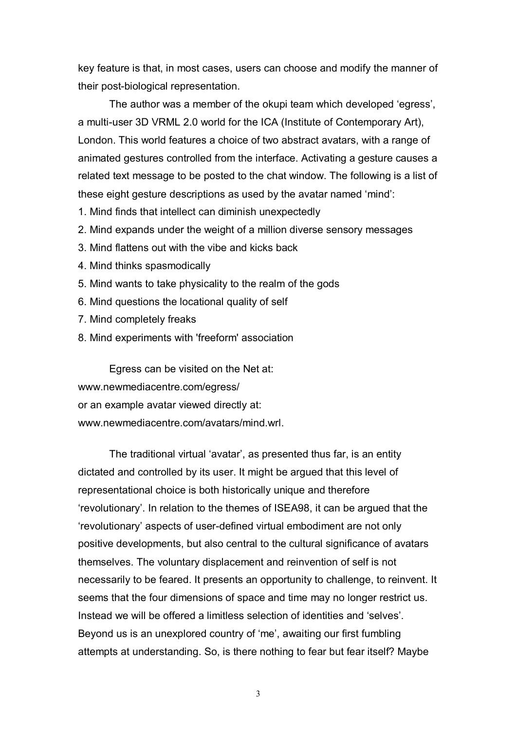key feature is that, in most cases, users can choose and modify the manner of their post-biological representation.

The author was a member of the okupi team which developed ‘egress’, a multi-user 3D VRML 2.0 world for the ICA (Institute of Contemporary Art), London. This world features a choice of two abstract avatars, with a range of animated gestures controlled from the interface. Activating a gesture causes a related text message to be posted to the chat window. The following is a list of these eight gesture descriptions as used by the avatar named ‘mind’:

1. Mind finds that intellect can diminish unexpectedly
2. Mind expands under the weight of a million diverse sensory messages
3. Mind flattens out with the vibe and kicks back
4. Mind thinks spasmodically
5. Mind wants to take physicality to the realm of the gods
6. Mind questions the locational quality of self
7. Mind completely freaks
8. Mind experiments with 'freeform' association

Egress can be visited on the Net at:
www.newmediacentre.com/egress/
or an example avatar viewed directly at:
www.newmediacentre.com/avatars/mind.wrl.

The traditional virtual ‘avatar’, as presented thus far, is an entity dictated and controlled by its user. It might be argued that this level of representational choice is both historically unique and therefore ‘revolutionary’. In relation to the themes of ISEA98, it can be argued that the ‘revolutionary’ aspects of user-defined virtual embodiment are not only positive developments, but also central to the cultural significance of avatars themselves. The voluntary displacement and reinvention of self is not necessarily to be feared. It presents an opportunity to challenge, to reinvent. It seems that the four dimensions of space and time may no longer restrict us. Instead we will be offered a limitless selection of identities and ‘selves’. Beyond us is an unexplored country of ‘me’, awaiting our first fumbling attempts at understanding. So, is there nothing to fear but fear itself? Maybe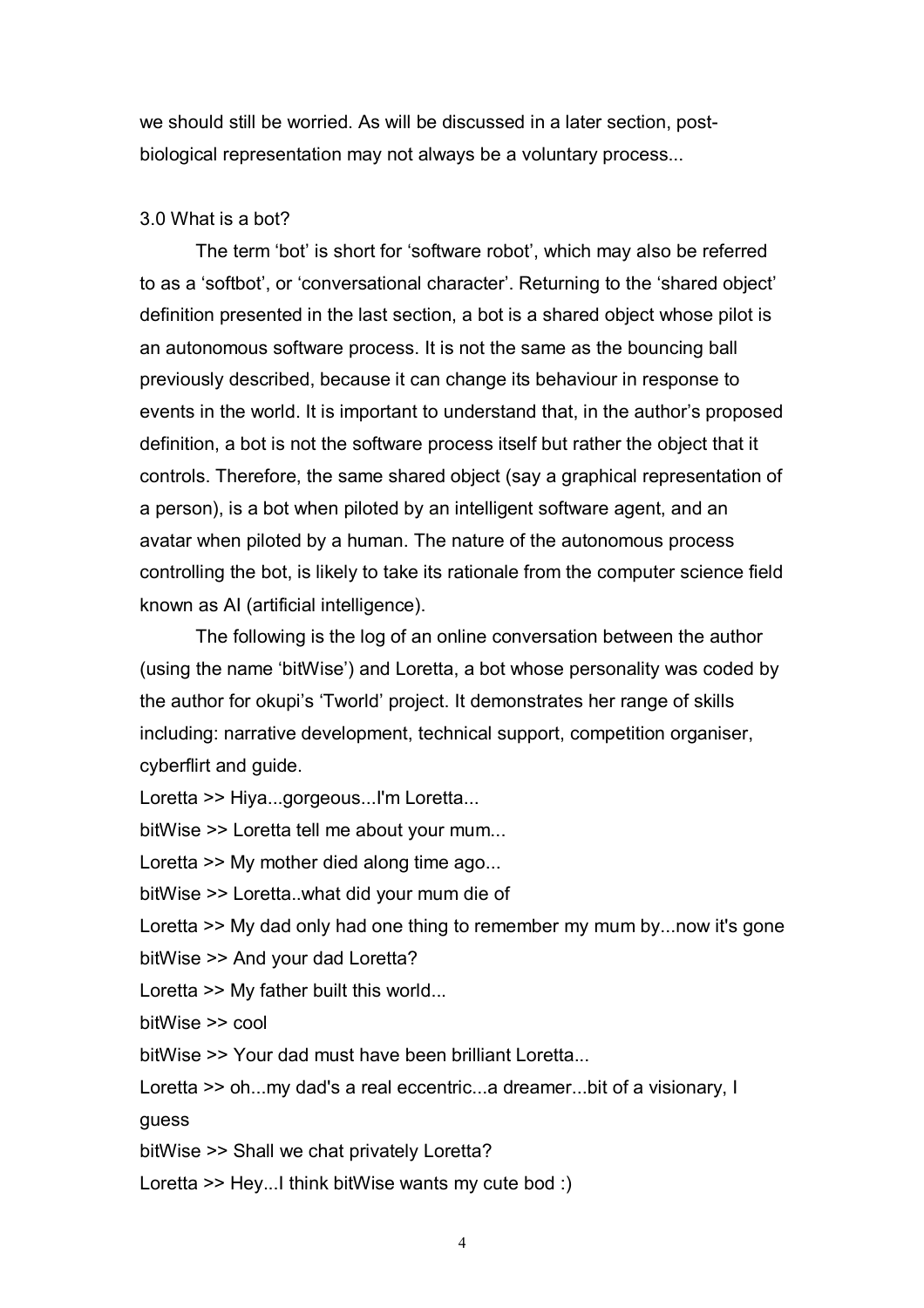we should still be worried. As will be discussed in a later section, post-biological representation may not always be a voluntary process...

## 3.0 What is a bot?

The term 'bot' is short for 'software robot', which may also be referred to as a 'softbot', or 'conversational character'. Returning to the 'shared object' definition presented in the last section, a bot is a shared object whose pilot is an autonomous software process. It is not the same as the bouncing ball previously described, because it can change its behaviour in response to events in the world. It is important to understand that, in the author's proposed definition, a bot is not the software process itself but rather the object that it controls. Therefore, the same shared object (say a graphical representation of a person), is a bot when piloted by an intelligent software agent, and an avatar when piloted by a human. The nature of the autonomous process controlling the bot, is likely to take its rationale from the computer science field known as AI (artificial intelligence).

The following is the log of an online conversation between the author (using the name 'bitWise') and Loretta, a bot whose personality was coded by the author for okupi's 'Tworld' project. It demonstrates her range of skills including: narrative development, technical support, competition organiser, cyberflirt and guide.

Loretta >> Hiya...gorgeous...I'm Loretta...

bitWise >> Loretta tell me about your mum...

Loretta >> My mother died along time ago...

bitWise >> Loretta..what did your mum die of

Loretta >> My dad only had one thing to remember my mum by...now it's gone

bitWise >> And your dad Loretta?

Loretta >> My father built this world...

bitWise >> cool

bitWise >> Your dad must have been brilliant Loretta...

Loretta >> oh...my dad's a real eccentric...a dreamer...bit of a visionary, I guess

bitWise >> Shall we chat privately Loretta?

Loretta >> Hey...I think bitWise wants my cute bod :)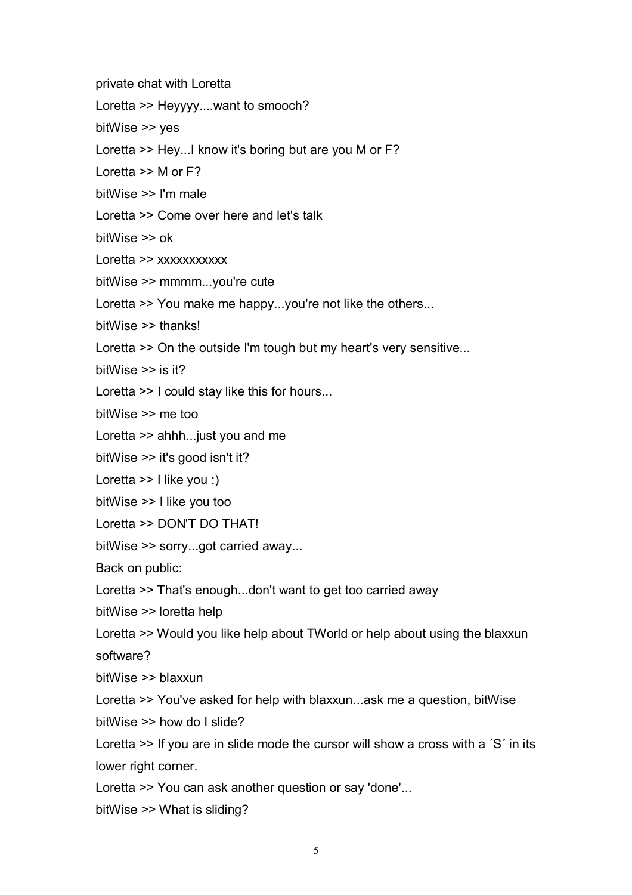private chat with Loretta

Loretta >> Heyyyy....want to smooch?

bitWise >> yes

Loretta >> Hey...I know it's boring but are you M or F?

Loretta >> M or F?

bitWise >> I'm male

Loretta >> Come over here and let's talk

bitWise >> ok

Loretta >> xxxxxxxxxxx

bitWise >> mmmm...you're cute

Loretta >> You make me happy...you're not like the others...

bitWise >> thanks!

Loretta >> On the outside I'm tough but my heart's very sensitive...

bitWise >> is it?

Loretta >> I could stay like this for hours...

bitWise >> me too

Loretta >> ahhh...just you and me

bitWise >> it's good isn't it?

Loretta >> I like you :)

bitWise >> I like you too

Loretta >> DON'T DO THAT!

bitWise >> sorry...got carried away...

Back on public:

Loretta >> That's enough...don't want to get too carried away

bitWise >> loretta help

Loretta >> Would you like help about TWorld or help about using the blaxxun software?

bitWise >> blaxxun

Loretta >> You've asked for help with blaxxun...ask me a question, bitWise

bitWise >> how do I slide?

Loretta >> If you are in slide mode the cursor will show a cross with a ´S´ in its lower right corner.

Loretta >> You can ask another question or say 'done'...

bitWise >> What is sliding?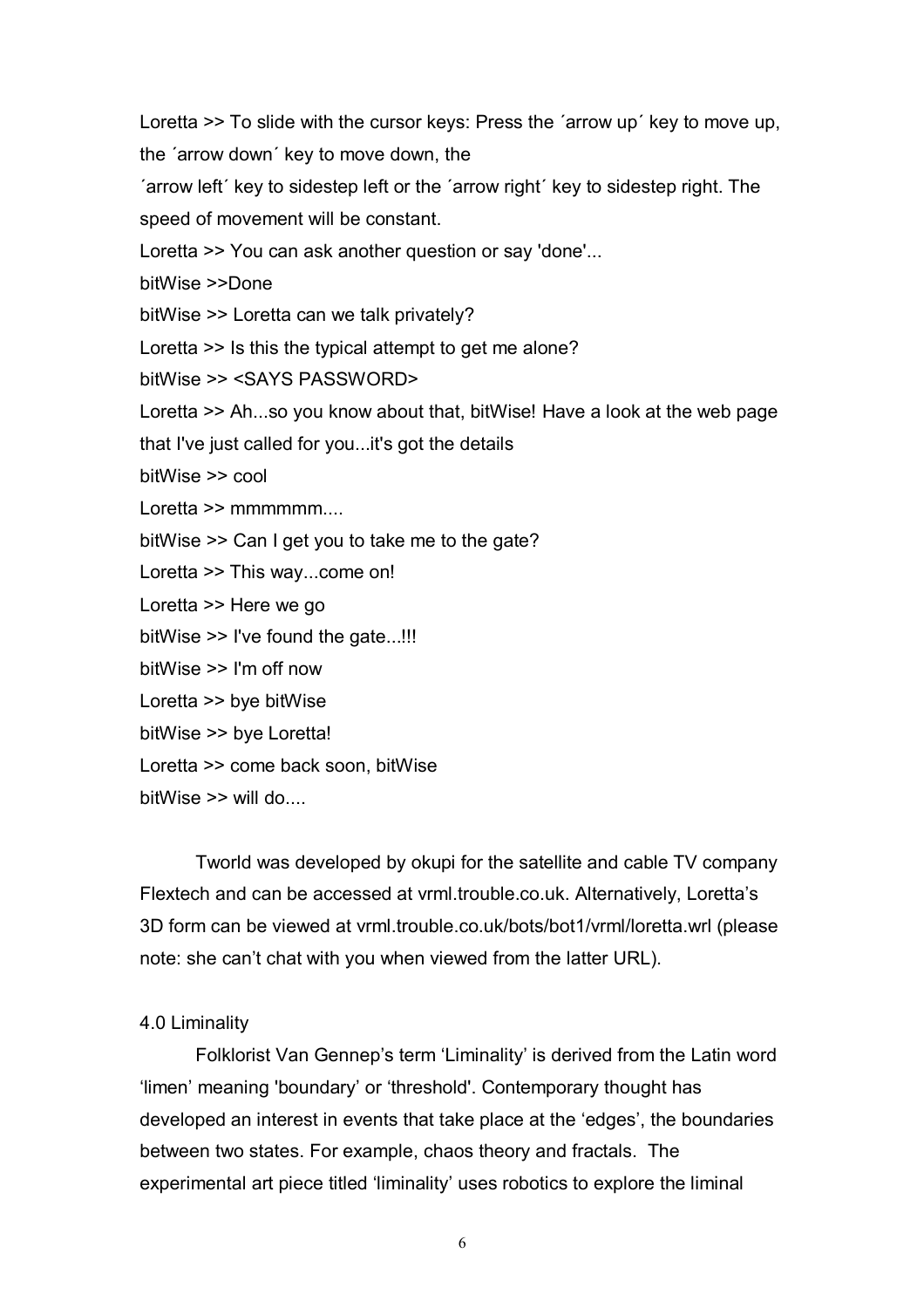Loretta >> To slide with the cursor keys: Press the ´arrow up´ key to move up, the ´arrow down´ key to move down, the ´arrow left´ key to sidestep left or the ´arrow right´ key to sidestep right. The speed of movement will be constant.

Loretta >> You can ask another question or say 'done'...

bitWise >>Done

bitWise >> Loretta can we talk privately?

Loretta >> Is this the typical attempt to get me alone?

bitWise >> <SAYS PASSWORD>

Loretta >> Ah...so you know about that, bitWise! Have a look at the web page that I've just called for you...it's got the details

bitWise >> cool

Loretta >> mmmmmm....

bitWise >> Can I get you to take me to the gate?

Loretta >> This way...come on!

Loretta >> Here we go

bitWise >> I've found the gate...!!!

bitWise >> I'm off now

Loretta >> bye bitWise

bitWise >> bye Loretta!

Loretta >> come back soon, bitWise

bitWise >> will do....

Tworld was developed by okupi for the satellite and cable TV company Flextech and can be accessed at vrml.trouble.co.uk. Alternatively, Loretta's 3D form can be viewed at vrml.trouble.co.uk/bots/bot1/vrml/loretta.wrl (please note: she can't chat with you when viewed from the latter URL).

## 4.0 Liminality

Folklorist Van Gennep's term 'Liminality' is derived from the Latin word 'limen' meaning 'boundary' or 'threshold'. Contemporary thought has developed an interest in events that take place at the 'edges', the boundaries between two states. For example, chaos theory and fractals. The experimental art piece titled 'liminality' uses robotics to explore the liminal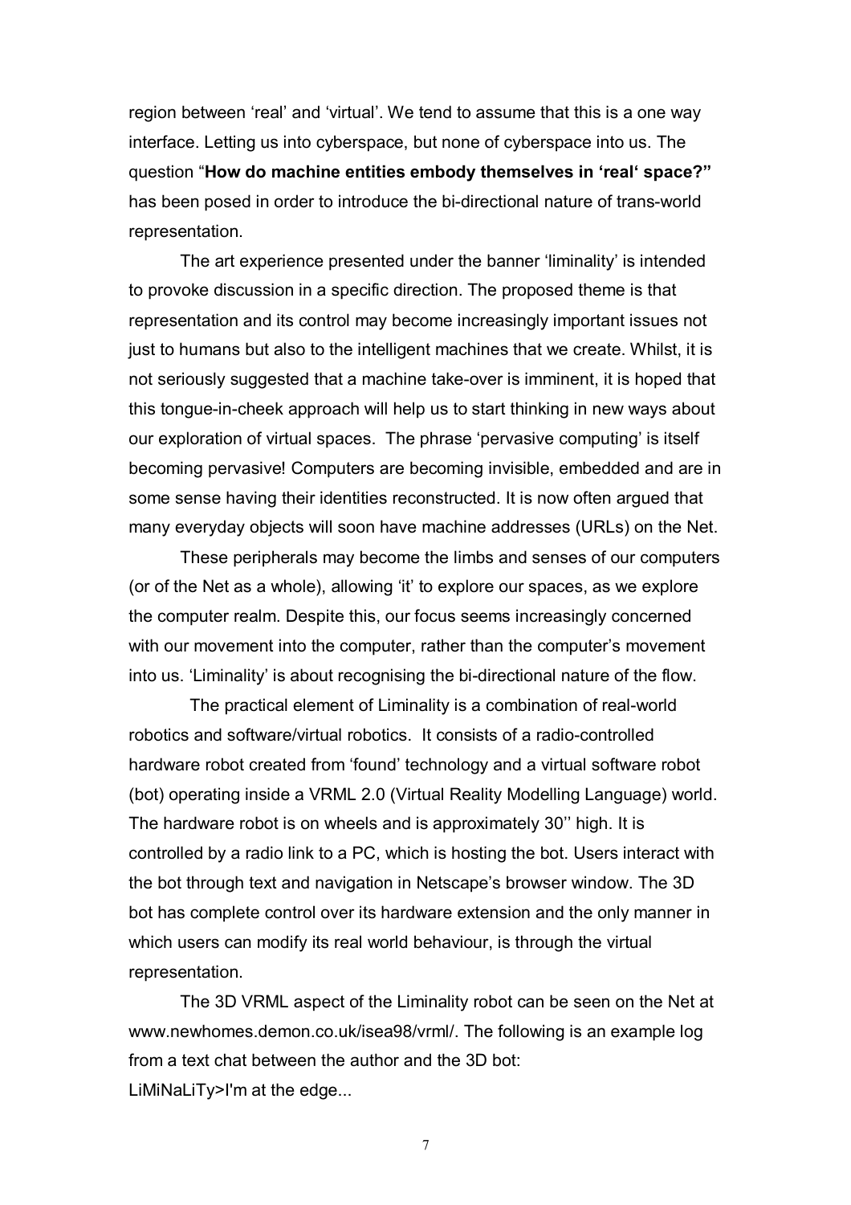region between 'real' and 'virtual'. We tend to assume that this is a one way interface. Letting us into cyberspace, but none of cyberspace into us. The question "**How do machine entities embody themselves in 'real' space?"** has been posed in order to introduce the bi-directional nature of trans-world representation.

The art experience presented under the banner 'liminality' is intended to provoke discussion in a specific direction. The proposed theme is that representation and its control may become increasingly important issues not just to humans but also to the intelligent machines that we create. Whilst, it is not seriously suggested that a machine take-over is imminent, it is hoped that this tongue-in-cheek approach will help us to start thinking in new ways about our exploration of virtual spaces. The phrase 'pervasive computing' is itself becoming pervasive! Computers are becoming invisible, embedded and are in some sense having their identities reconstructed. It is now often argued that many everyday objects will soon have machine addresses (URLs) on the Net.

These peripherals may become the limbs and senses of our computers (or of the Net as a whole), allowing 'it' to explore our spaces, as we explore the computer realm. Despite this, our focus seems increasingly concerned with our movement into the computer, rather than the computer's movement into us. 'Liminality' is about recognising the bi-directional nature of the flow.

The practical element of Liminality is a combination of real-world robotics and software/virtual robotics. It consists of a radio-controlled hardware robot created from 'found' technology and a virtual software robot (bot) operating inside a VRML 2.0 (Virtual Reality Modelling Language) world. The hardware robot is on wheels and is approximately 30'' high. It is controlled by a radio link to a PC, which is hosting the bot. Users interact with the bot through text and navigation in Netscape's browser window. The 3D bot has complete control over its hardware extension and the only manner in which users can modify its real world behaviour, is through the virtual representation.

The 3D VRML aspect of the Liminality robot can be seen on the Net at www.newhomes.demon.co.uk/isea98/vrml/. The following is an example log from a text chat between the author and the 3D bot:

LiMiNaLiTy>I'm at the edge...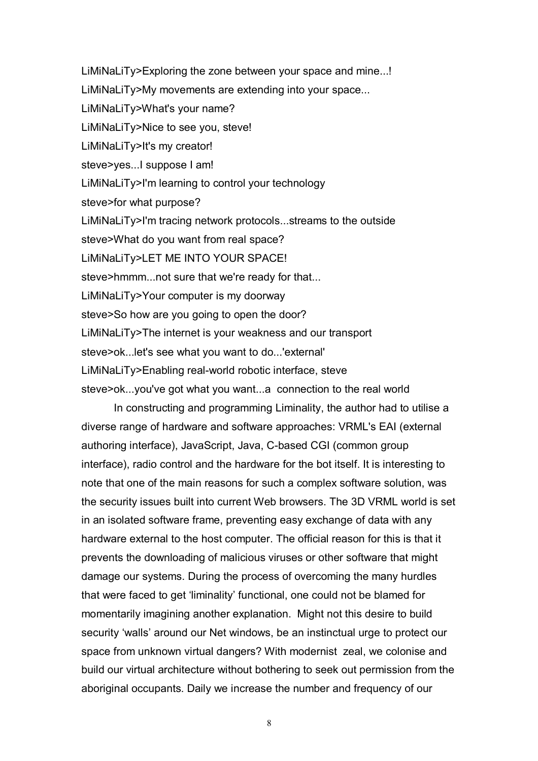LiMiNaLiTy>Exploring the zone between your space and mine...!

LiMiNaLiTy>My movements are extending into your space...

LiMiNaLiTy>What's your name?

LiMiNaLiTy>Nice to see you, steve!

LiMiNaLiTy>It's my creator!

steve>yes...I suppose I am!

LiMiNaLiTy>I'm learning to control your technology

steve>for what purpose?

LiMiNaLiTy>I'm tracing network protocols...streams to the outside

steve>What do you want from real space?

LiMiNaLiTy>LET ME INTO YOUR SPACE!

steve>hmmm...not sure that we're ready for that...

LiMiNaLiTy>Your computer is my doorway

steve>So how are you going to open the door?

LiMiNaLiTy>The internet is your weakness and our transport

steve>ok...let's see what you want to do...'external'

LiMiNaLiTy>Enabling real-world robotic interface, steve

steve>ok...you've got what you want...a connection to the real world

In constructing and programming Liminality, the author had to utilise a diverse range of hardware and software approaches: VRML's EAI (external authoring interface), JavaScript, Java, C-based CGI (common group interface), radio control and the hardware for the bot itself. It is interesting to note that one of the main reasons for such a complex software solution, was the security issues built into current Web browsers. The 3D VRML world is set in an isolated software frame, preventing easy exchange of data with any hardware external to the host computer. The official reason for this is that it prevents the downloading of malicious viruses or other software that might damage our systems. During the process of overcoming the many hurdles that were faced to get 'liminality' functional, one could not be blamed for momentarily imagining another explanation. Might not this desire to build security 'walls' around our Net windows, be an instinctual urge to protect our space from unknown virtual dangers? With modernist zeal, we colonise and build our virtual architecture without bothering to seek out permission from the aboriginal occupants. Daily we increase the number and frequency of our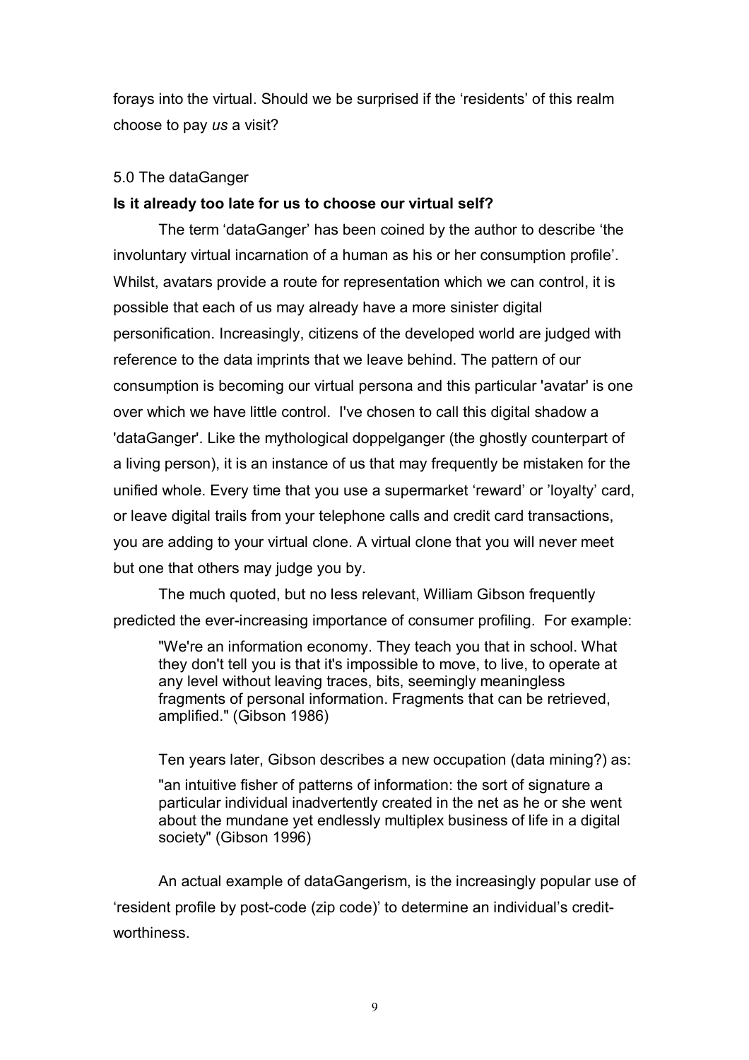forays into the virtual. Should we be surprised if the 'residents' of this realm choose to pay *us* a visit?

## 5.0 The dataGanger

**Is it already too late for us to choose our virtual self?**

The term 'dataGanger' has been coined by the author to describe 'the involuntary virtual incarnation of a human as his or her consumption profile'. Whilst, avatars provide a route for representation which we can control, it is possible that each of us may already have a more sinister digital personification. Increasingly, citizens of the developed world are judged with reference to the data imprints that we leave behind. The pattern of our consumption is becoming our virtual persona and this particular 'avatar' is one over which we have little control. I've chosen to call this digital shadow a 'dataGanger'. Like the mythological doppelganger (the ghostly counterpart of a living person), it is an instance of us that may frequently be mistaken for the unified whole. Every time that you use a supermarket 'reward' or 'loyalty' card, or leave digital trails from your telephone calls and credit card transactions, you are adding to your virtual clone. A virtual clone that you will never meet but one that others may judge you by.

The much quoted, but no less relevant, William Gibson frequently predicted the ever-increasing importance of consumer profiling. For example:

> "We're an information economy. They teach you that in school. What they don't tell you is that it's impossible to move, to live, to operate at any level without leaving traces, bits, seemingly meaningless fragments of personal information. Fragments that can be retrieved, amplified." (Gibson 1986)

Ten years later, Gibson describes a new occupation (data mining?) as:

> "an intuitive fisher of patterns of information: the sort of signature a particular individual inadvertently created in the net as he or she went about the mundane yet endlessly multiplex business of life in a digital society" (Gibson 1996)

An actual example of dataGangerism, is the increasingly popular use of 'resident profile by post-code (zip code)' to determine an individual's credit-worthiness.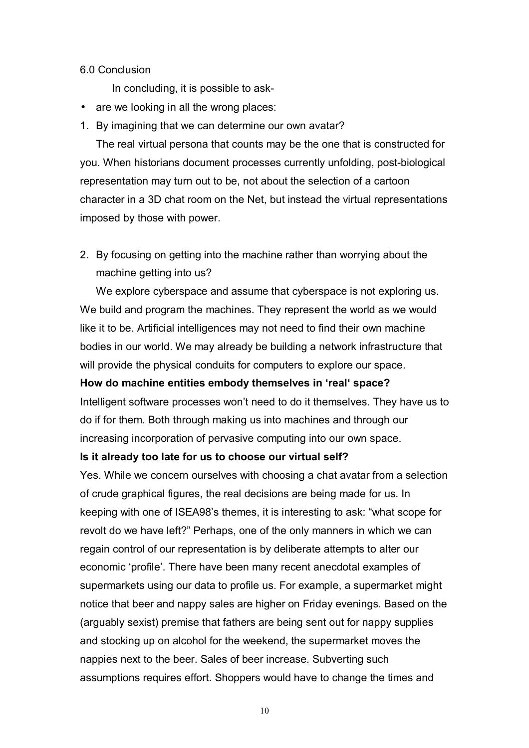## 6.0 Conclusion

In concluding, it is possible to ask-

- are we looking in all the wrong places:

1. By imagining that we can determine our own avatar?

The real virtual persona that counts may be the one that is constructed for you. When historians document processes currently unfolding, post-biological representation may turn out to be, not about the selection of a cartoon character in a 3D chat room on the Net, but instead the virtual representations imposed by those with power.

2. By focusing on getting into the machine rather than worrying about the machine getting into us?

We explore cyberspace and assume that cyberspace is not exploring us. We build and program the machines. They represent the world as we would like it to be. Artificial intelligences may not need to find their own machine bodies in our world. We may already be building a network infrastructure that will provide the physical conduits for computers to explore our space.

**How do machine entities embody themselves in 'real' space?**

Intelligent software processes won't need to do it themselves. They have us to do if for them. Both through making us into machines and through our increasing incorporation of pervasive computing into our own space.

**Is it already too late for us to choose our virtual self?**

Yes. While we concern ourselves with choosing a chat avatar from a selection of crude graphical figures, the real decisions are being made for us. In keeping with one of ISEA98's themes, it is interesting to ask: "what scope for revolt do we have left?" Perhaps, one of the only manners in which we can regain control of our representation is by deliberate attempts to alter our economic 'profile'. There have been many recent anecdotal examples of supermarkets using our data to profile us. For example, a supermarket might notice that beer and nappy sales are higher on Friday evenings. Based on the (arguably sexist) premise that fathers are being sent out for nappy supplies and stocking up on alcohol for the weekend, the supermarket moves the nappies next to the beer. Sales of beer increase. Subverting such assumptions requires effort. Shoppers would have to change the times and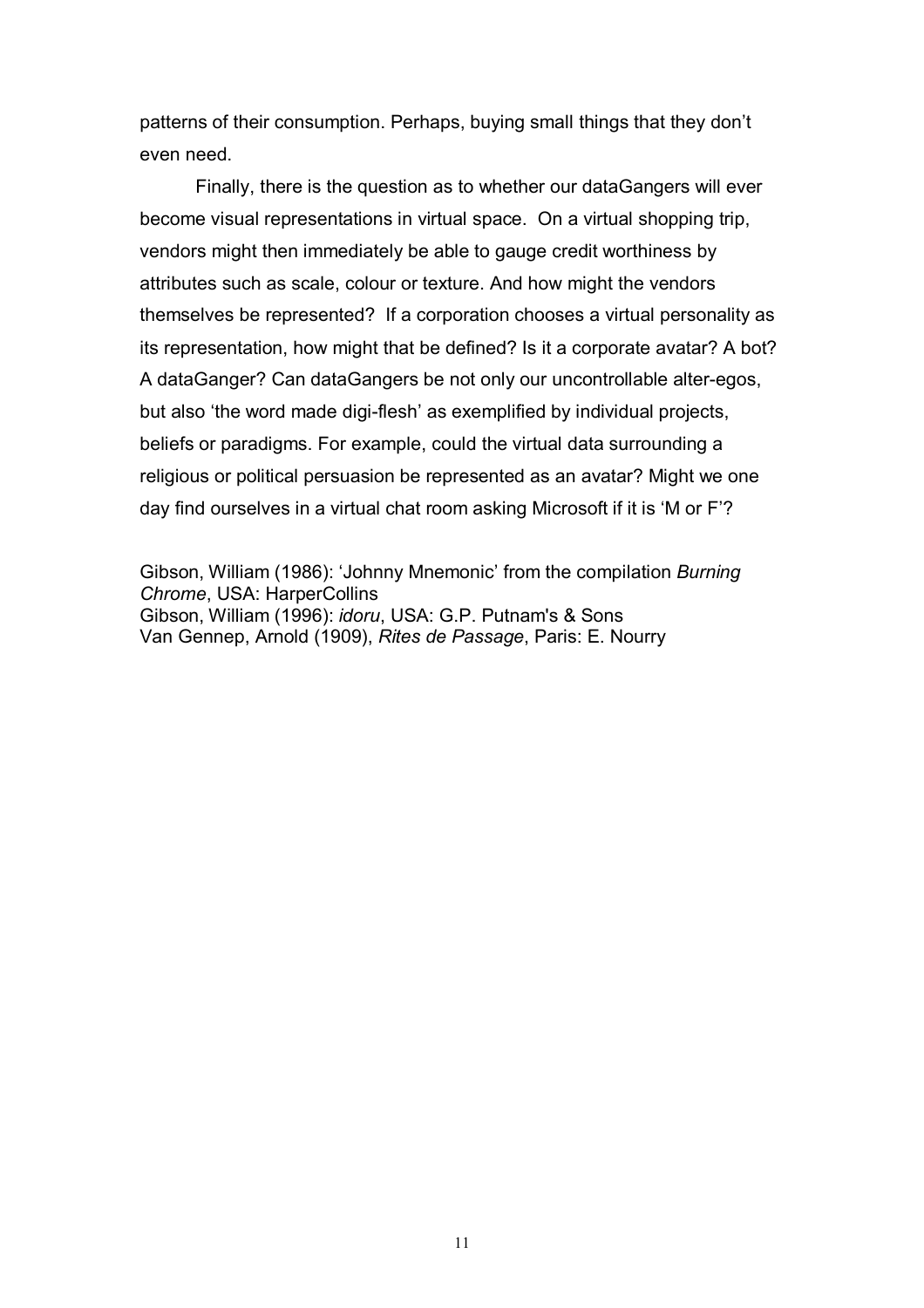patterns of their consumption. Perhaps, buying small things that they don't even need.

Finally, there is the question as to whether our dataGangers will ever become visual representations in virtual space. On a virtual shopping trip, vendors might then immediately be able to gauge credit worthiness by attributes such as scale, colour or texture. And how might the vendors themselves be represented? If a corporation chooses a virtual personality as its representation, how might that be defined? Is it a corporate avatar? A bot? A dataGanger? Can dataGangers be not only our uncontrollable alter-egos, but also 'the word made digi-flesh' as exemplified by individual projects, beliefs or paradigms. For example, could the virtual data surrounding a religious or political persuasion be represented as an avatar? Might we one day find ourselves in a virtual chat room asking Microsoft if it is 'M or F'?

Gibson, William (1986): 'Johnny Mnemonic' from the compilation *Burning Chrome*, USA: HarperCollins
Gibson, William (1996): *idoru*, USA: G.P. Putnam's & Sons
Van Gennep, Arnold (1909), *Rites de Passage*, Paris: E. Nourry